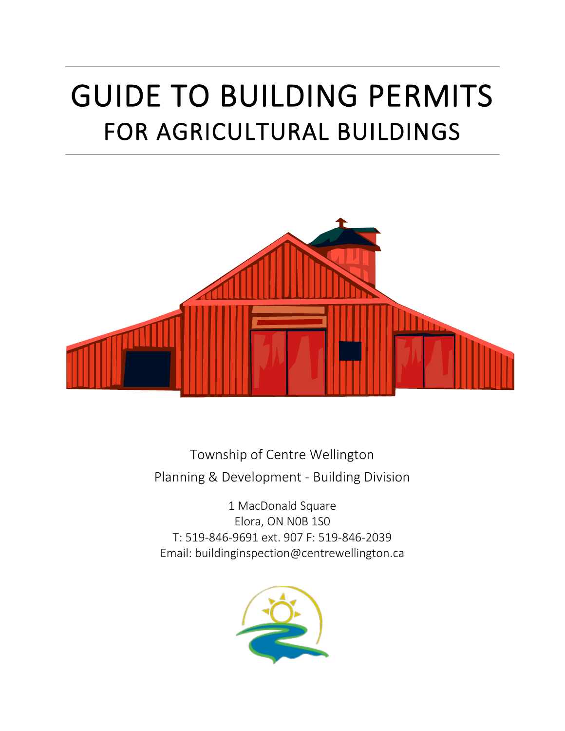# GUIDE TO BUILDING PERMITS
## FOR AGRICULTURAL BUILDINGS

Township of Centre Wellington

Planning & Development - Building Division

1 MacDonald Square
Elora, ON N0B 1S0
T: 519-846-9691 ext. 907 F: 519-846-2039
Email: buildinginspection@centrewellington.ca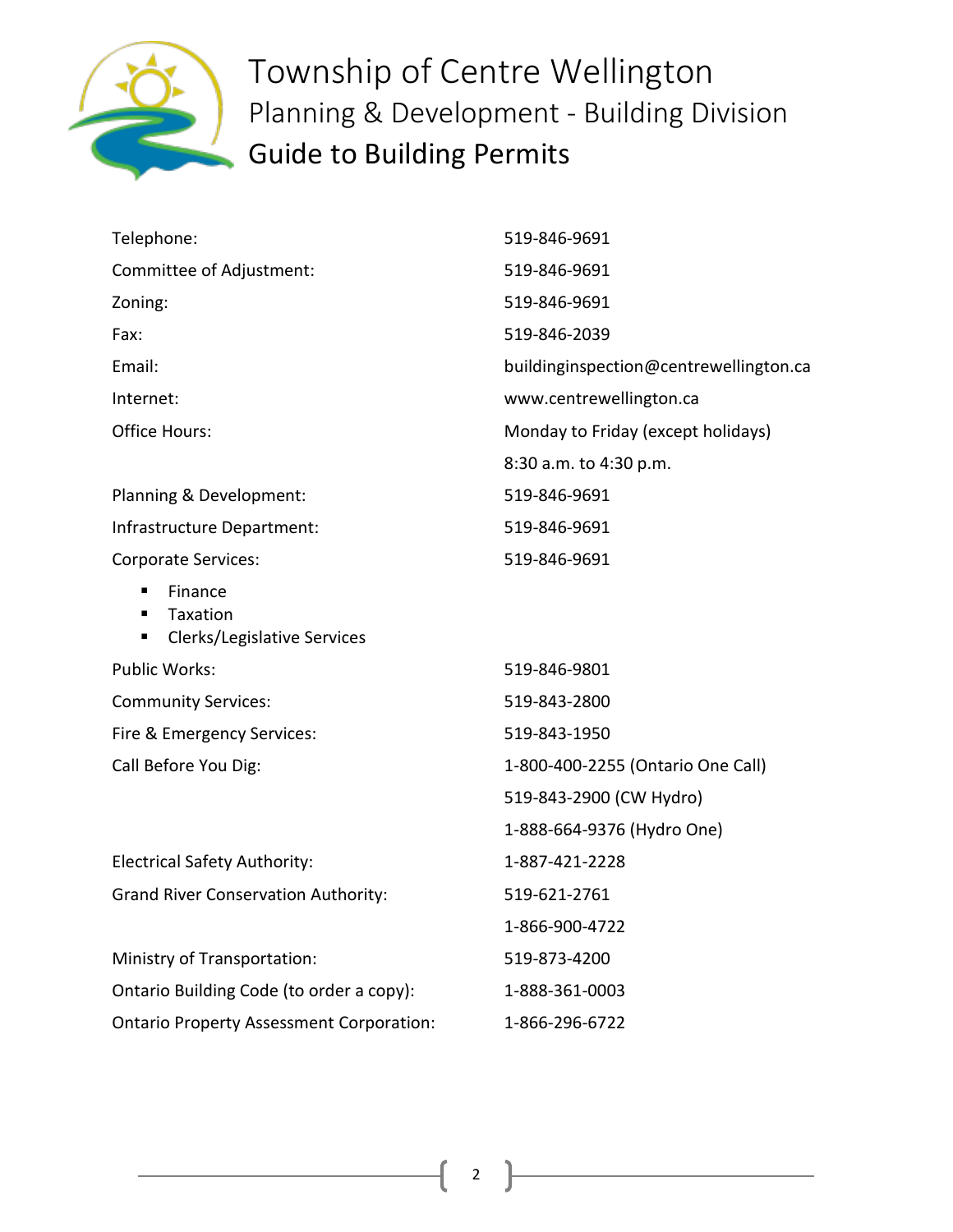# Township of Centre Wellington

## Planning & Development - Building Division

## Guide to Building Permits

| | |
|---|---|
| Telephone: | 519-846-9691 |
| Committee of Adjustment: | 519-846-9691 |
| Zoning: | 519-846-9691 |
| Fax: | 519-846-2039 |
| Email: | buildinginspection@centrewellington.ca |
| Internet: | www.centrewellington.ca |
| Office Hours: | Monday to Friday (except holidays) |
| | 8:30 a.m. to 4:30 p.m. |
| Planning & Development: | 519-846-9691 |
| Infrastructure Department: | 519-846-9691 |
| Corporate Services: | 519-846-9691 |

- Finance
- Taxation
- Clerks/Legislative Services

| | |
|---|---|
| Public Works: | 519-846-9801 |
| Community Services: | 519-843-2800 |
| Fire & Emergency Services: | 519-843-1950 |
| Call Before You Dig: | 1-800-400-2255 (Ontario One Call) |
| | 519-843-2900 (CW Hydro) |
| | 1-888-664-9376 (Hydro One) |
| Electrical Safety Authority: | 1-887-421-2228 |
| Grand River Conservation Authority: | 519-621-2761 |
| | 1-866-900-4722 |
| Ministry of Transportation: | 519-873-4200 |
| Ontario Building Code (to order a copy): | 1-888-361-0003 |
| Ontario Property Assessment Corporation: | 1-866-296-6722 |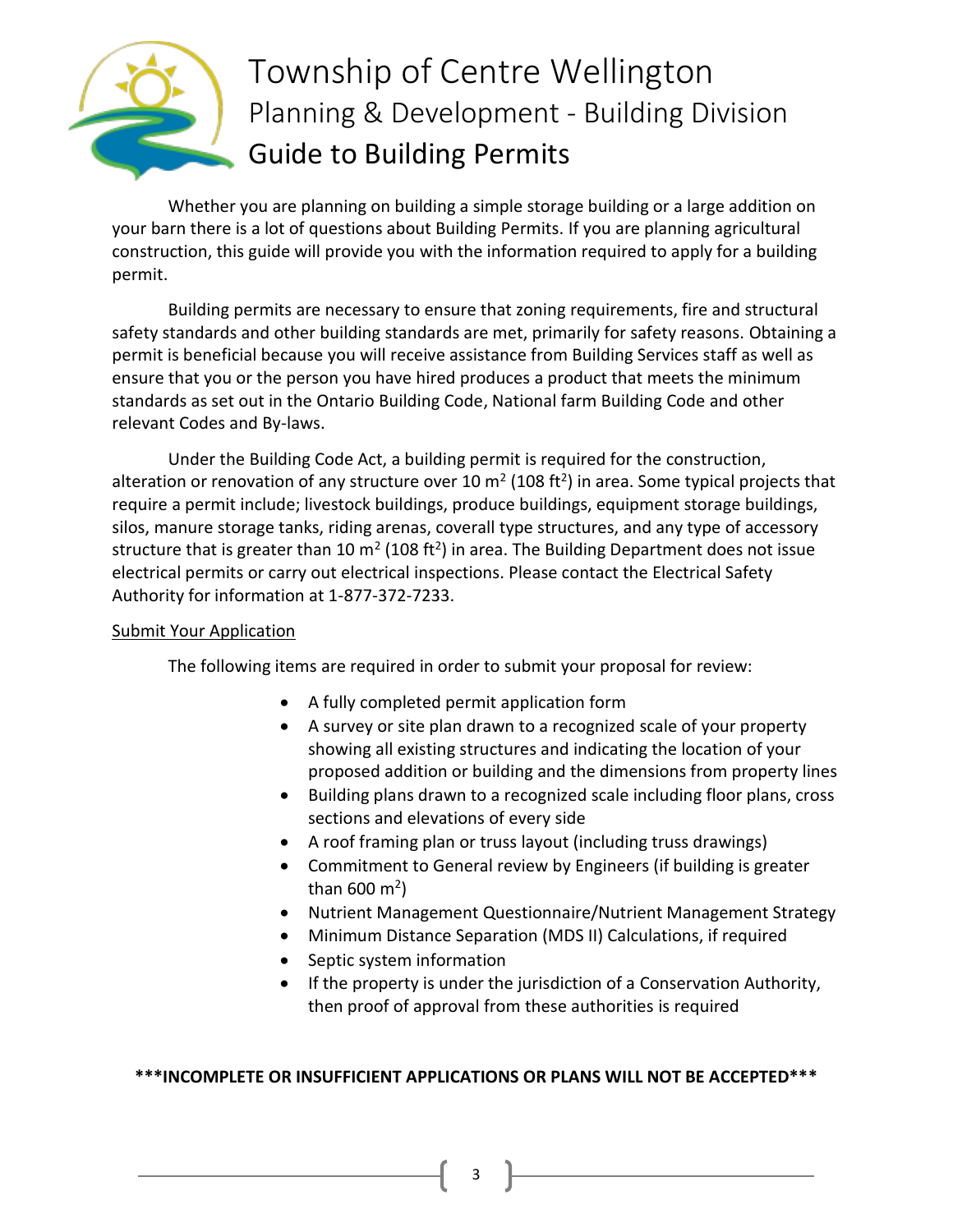# Township of Centre Wellington

## Planning & Development - Building Division

## Guide to Building Permits

Whether you are planning on building a simple storage building or a large addition on your barn there is a lot of questions about Building Permits. If you are planning agricultural construction, this guide will provide you with the information required to apply for a building permit.

Building permits are necessary to ensure that zoning requirements, fire and structural safety standards and other building standards are met, primarily for safety reasons. Obtaining a permit is beneficial because you will receive assistance from Building Services staff as well as ensure that you or the person you have hired produces a product that meets the minimum standards as set out in the Ontario Building Code, National farm Building Code and other relevant Codes and By-laws.

Under the Building Code Act, a building permit is required for the construction, alteration or renovation of any structure over 10 $m^2$ (108 $ft^2$) in area. Some typical projects that require a permit include; livestock buildings, produce buildings, equipment storage buildings, silos, manure storage tanks, riding arenas, coverall type structures, and any type of accessory structure that is greater than 10 $m^2$ (108 $ft^2$) in area. The Building Department does not issue electrical permits or carry out electrical inspections. Please contact the Electrical Safety Authority for information at 1-877-372-7233.

<u>Submit Your Application</u>

The following items are required in order to submit your proposal for review:

- A fully completed permit application form
- A survey or site plan drawn to a recognized scale of your property showing all existing structures and indicating the location of your proposed addition or building and the dimensions from property lines
- Building plans drawn to a recognized scale including floor plans, cross sections and elevations of every side
- A roof framing plan or truss layout (including truss drawings)
- Commitment to General review by Engineers (if building is greater than 600 $m^2$)
- Nutrient Management Questionnaire/Nutrient Management Strategy
- Minimum Distance Separation (MDS II) Calculations, if required
- Septic system information
- If the property is under the jurisdiction of a Conservation Authority, then proof of approval from these authorities is required

**\*\*\*INCOMPLETE OR INSUFFICIENT APPLICATIONS OR PLANS WILL NOT BE ACCEPTED\*\*\***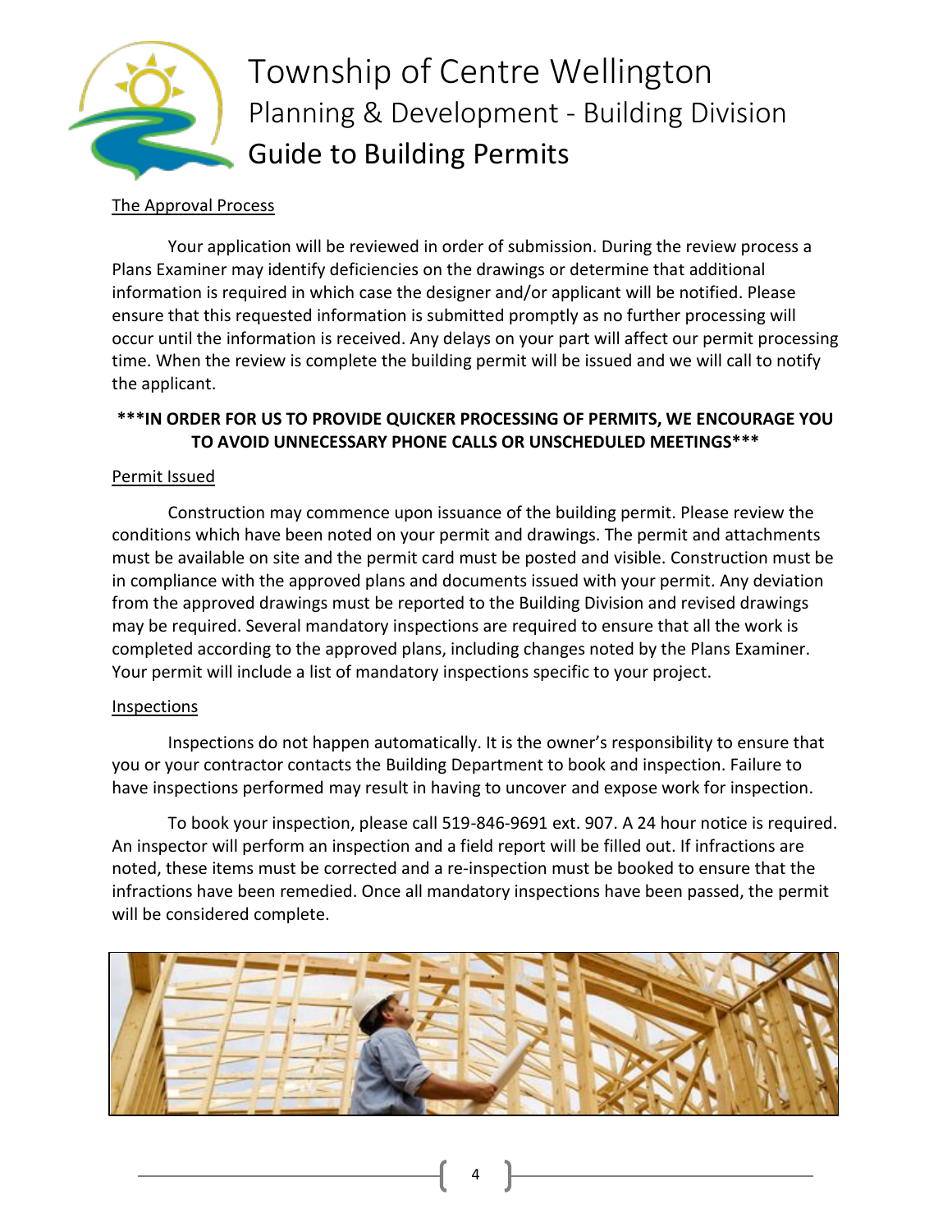# Township of Centre Wellington

## Planning & Development - Building Division

## Guide to Building Permits

### The Approval Process

Your application will be reviewed in order of submission. During the review process a Plans Examiner may identify deficiencies on the drawings or determine that additional information is required in which case the designer and/or applicant will be notified. Please ensure that this requested information is submitted promptly as no further processing will occur until the information is received. Any delays on your part will affect our permit processing time. When the review is complete the building permit will be issued and we will call to notify the applicant.

**\*\*\*IN ORDER FOR US TO PROVIDE QUICKER PROCESSING OF PERMITS, WE ENCOURAGE YOU TO AVOID UNNECESSARY PHONE CALLS OR UNSCHEDULED MEETINGS\*\*\***

### Permit Issued

Construction may commence upon issuance of the building permit. Please review the conditions which have been noted on your permit and drawings. The permit and attachments must be available on site and the permit card must be posted and visible. Construction must be in compliance with the approved plans and documents issued with your permit. Any deviation from the approved drawings must be reported to the Building Division and revised drawings may be required. Several mandatory inspections are required to ensure that all the work is completed according to the approved plans, including changes noted by the Plans Examiner. Your permit will include a list of mandatory inspections specific to your project.

### Inspections

Inspections do not happen automatically. It is the owner's responsibility to ensure that you or your contractor contacts the Building Department to book and inspection. Failure to have inspections performed may result in having to uncover and expose work for inspection.

To book your inspection, please call 519-846-9691 ext. 907. A 24 hour notice is required. An inspector will perform an inspection and a field report will be filled out. If infractions are noted, these items must be corrected and a re-inspection must be booked to ensure that the infractions have been remedied. Once all mandatory inspections have been passed, the permit will be considered complete.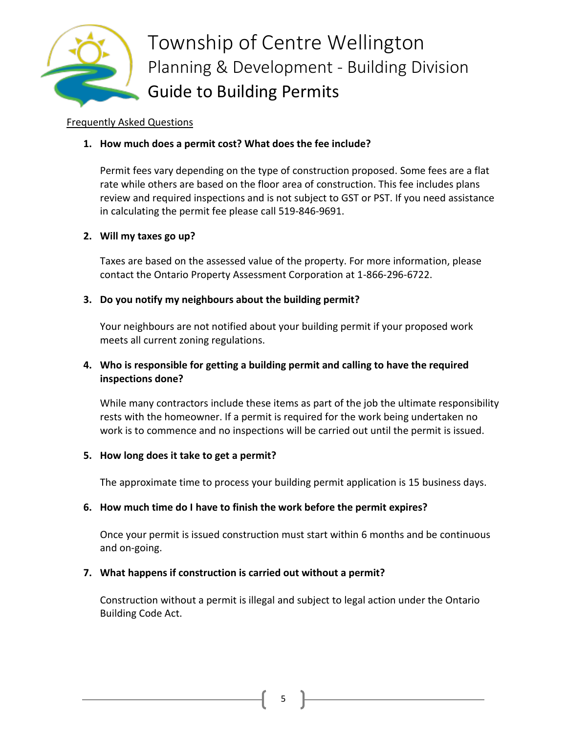# Township of Centre Wellington

## Planning & Development - Building Division

## Guide to Building Permits

Frequently Asked Questions

1. **How much does a permit cost? What does the fee include?**

   Permit fees vary depending on the type of construction proposed. Some fees are a flat rate while others are based on the floor area of construction. This fee includes plans review and required inspections and is not subject to GST or PST. If you need assistance in calculating the permit fee please call 519-846-9691.

2. **Will my taxes go up?**

   Taxes are based on the assessed value of the property. For more information, please contact the Ontario Property Assessment Corporation at 1-866-296-6722.

3. **Do you notify my neighbours about the building permit?**

   Your neighbours are not notified about your building permit if your proposed work meets all current zoning regulations.

4. **Who is responsible for getting a building permit and calling to have the required inspections done?**

   While many contractors include these items as part of the job the ultimate responsibility rests with the homeowner. If a permit is required for the work being undertaken no work is to commence and no inspections will be carried out until the permit is issued.

5. **How long does it take to get a permit?**

   The approximate time to process your building permit application is 15 business days.

6. **How much time do I have to finish the work before the permit expires?**

   Once your permit is issued construction must start within 6 months and be continuous and on-going.

7. **What happens if construction is carried out without a permit?**

   Construction without a permit is illegal and subject to legal action under the Ontario Building Code Act.